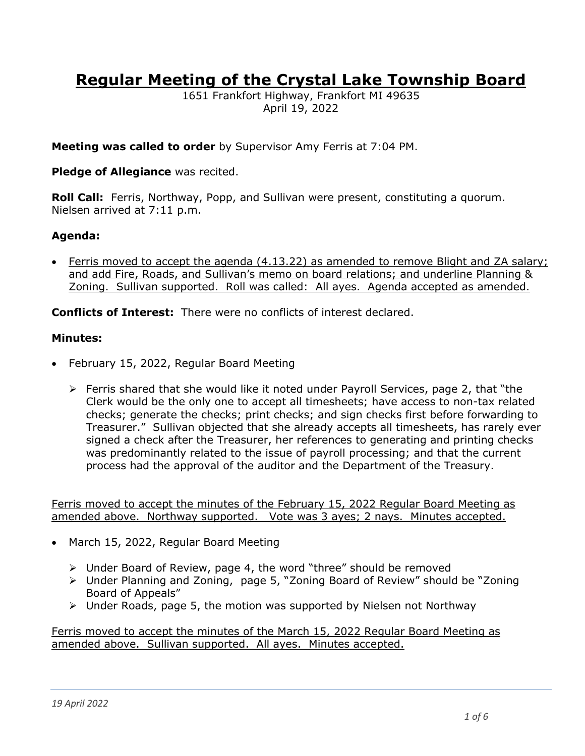# Regular Meeting of the Crystal Lake Township Board

1651 Frankfort Highway, Frankfort MI 49635
April 19, 2022

**Meeting was called to order** by Supervisor Amy Ferris at 7:04 PM.

**Pledge of Allegiance** was recited.

**Roll Call:** Ferris, Northway, Popp, and Sullivan were present, constituting a quorum. Nielsen arrived at 7:11 p.m.

**Agenda:**

- <u>Ferris moved to accept the agenda (4.13.22) as amended to remove Blight and ZA salary; and add Fire, Roads, and Sullivan's memo on board relations; and underline Planning & Zoning. Sullivan supported. Roll was called: All ayes. Agenda accepted as amended.</u>

**Conflicts of Interest:** There were no conflicts of interest declared.

**Minutes:**

- February 15, 2022, Regular Board Meeting
  - Ferris shared that she would like it noted under Payroll Services, page 2, that "the Clerk would be the only one to accept all timesheets; have access to non-tax related checks; generate the checks; print checks; and sign checks first before forwarding to Treasurer." Sullivan objected that she already accepts all timesheets, has rarely ever signed a check after the Treasurer, her references to generating and printing checks was predominantly related to the issue of payroll processing; and that the current process had the approval of the auditor and the Department of the Treasury.

<u>Ferris moved to accept the minutes of the February 15, 2022 Regular Board Meeting as amended above. Northway supported. Vote was 3 ayes; 2 nays. Minutes accepted.</u>

- March 15, 2022, Regular Board Meeting
  - Under Board of Review, page 4, the word "three" should be removed
  - Under Planning and Zoning, page 5, "Zoning Board of Review" should be "Zoning Board of Appeals"
  - Under Roads, page 5, the motion was supported by Nielsen not Northway

<u>Ferris moved to accept the minutes of the March 15, 2022 Regular Board Meeting as amended above. Sullivan supported. All ayes. Minutes accepted.</u>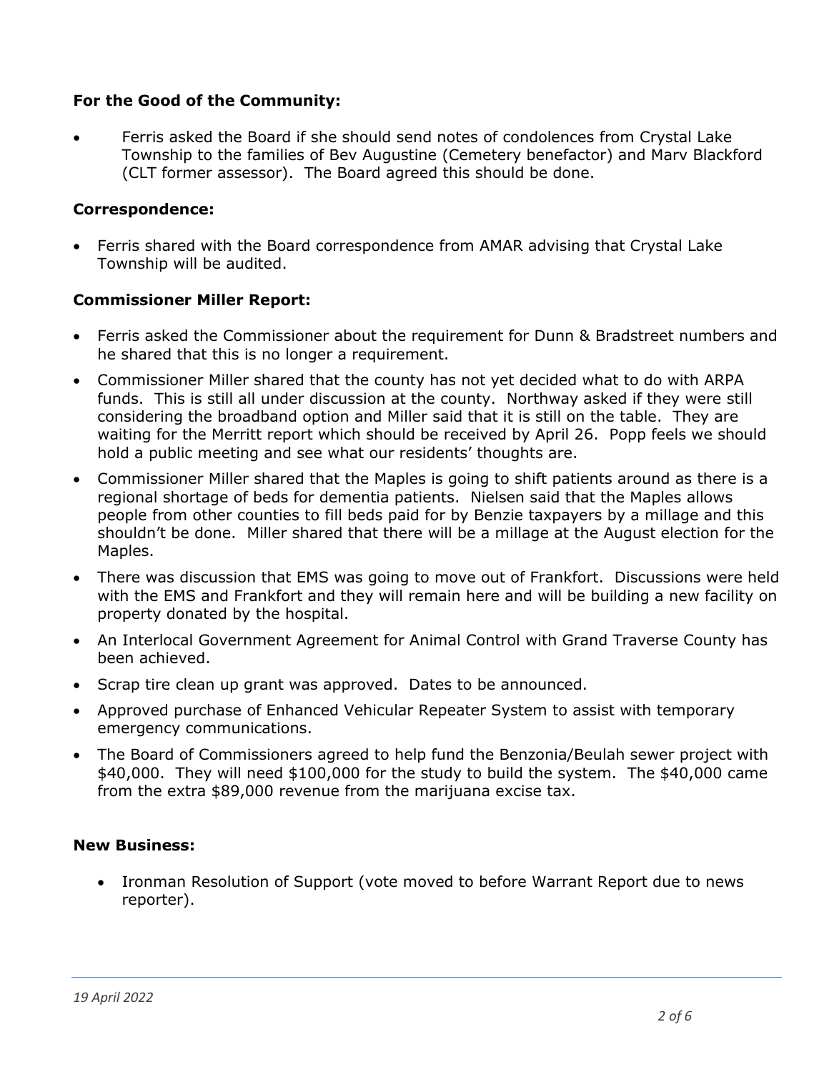**For the Good of the Community:**

- Ferris asked the Board if she should send notes of condolences from Crystal Lake Township to the families of Bev Augustine (Cemetery benefactor) and Marv Blackford (CLT former assessor). The Board agreed this should be done.

**Correspondence:**

- Ferris shared with the Board correspondence from AMAR advising that Crystal Lake Township will be audited.

**Commissioner Miller Report:**

- Ferris asked the Commissioner about the requirement for Dunn & Bradstreet numbers and he shared that this is no longer a requirement.
- Commissioner Miller shared that the county has not yet decided what to do with ARPA funds. This is still all under discussion at the county. Northway asked if they were still considering the broadband option and Miller said that it is still on the table. They are waiting for the Merritt report which should be received by April 26. Popp feels we should hold a public meeting and see what our residents' thoughts are.
- Commissioner Miller shared that the Maples is going to shift patients around as there is a regional shortage of beds for dementia patients. Nielsen said that the Maples allows people from other counties to fill beds paid for by Benzie taxpayers by a millage and this shouldn't be done. Miller shared that there will be a millage at the August election for the Maples.
- There was discussion that EMS was going to move out of Frankfort. Discussions were held with the EMS and Frankfort and they will remain here and will be building a new facility on property donated by the hospital.
- An Interlocal Government Agreement for Animal Control with Grand Traverse County has been achieved.
- Scrap tire clean up grant was approved. Dates to be announced.
- Approved purchase of Enhanced Vehicular Repeater System to assist with temporary emergency communications.
- The Board of Commissioners agreed to help fund the Benzonia/Beulah sewer project with $40,000. They will need $100,000 for the study to build the system. The $40,000 came from the extra $89,000 revenue from the marijuana excise tax.

**New Business:**

- Ironman Resolution of Support (vote moved to before Warrant Report due to news reporter).

*19 April 2022*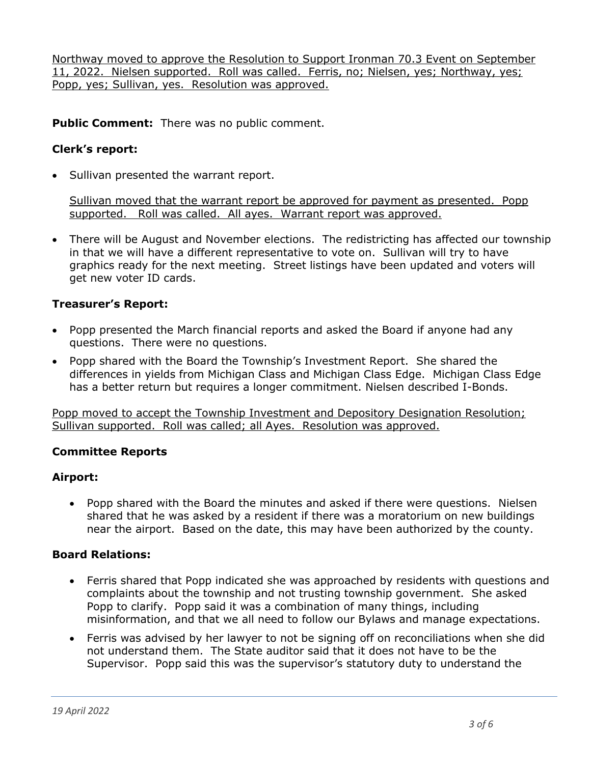<u>Northway moved to approve the Resolution to Support Ironman 70.3 Event on September 11, 2022. Nielsen supported. Roll was called. Ferris, no; Nielsen, yes; Northway, yes; Popp, yes; Sullivan, yes. Resolution was approved.</u>

**Public Comment:** There was no public comment.

**Clerk's report:**

- Sullivan presented the warrant report.

  <u>Sullivan moved that the warrant report be approved for payment as presented. Popp supported. Roll was called. All ayes. Warrant report was approved.</u>

- There will be August and November elections. The redistricting has affected our township in that we will have a different representative to vote on. Sullivan will try to have graphics ready for the next meeting. Street listings have been updated and voters will get new voter ID cards.

**Treasurer's Report:**

- Popp presented the March financial reports and asked the Board if anyone had any questions. There were no questions.
- Popp shared with the Board the Township's Investment Report. She shared the differences in yields from Michigan Class and Michigan Class Edge. Michigan Class Edge has a better return but requires a longer commitment. Nielsen described I-Bonds.

<u>Popp moved to accept the Township Investment and Depository Designation Resolution; Sullivan supported. Roll was called; all Ayes. Resolution was approved.</u>

**Committee Reports**

**Airport:**

- Popp shared with the Board the minutes and asked if there were questions. Nielsen shared that he was asked by a resident if there was a moratorium on new buildings near the airport. Based on the date, this may have been authorized by the county.

**Board Relations:**

- Ferris shared that Popp indicated she was approached by residents with questions and complaints about the township and not trusting township government. She asked Popp to clarify. Popp said it was a combination of many things, including misinformation, and that we all need to follow our Bylaws and manage expectations.
- Ferris was advised by her lawyer to not be signing off on reconciliations when she did not understand them. The State auditor said that it does not have to be the Supervisor. Popp said this was the supervisor's statutory duty to understand the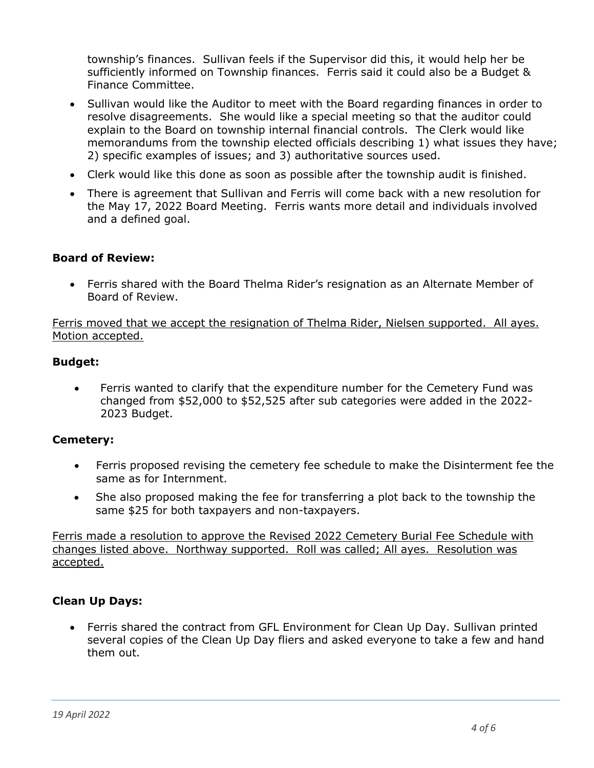township's finances. Sullivan feels if the Supervisor did this, it would help her be sufficiently informed on Township finances. Ferris said it could also be a Budget & Finance Committee.

- Sullivan would like the Auditor to meet with the Board regarding finances in order to resolve disagreements. She would like a special meeting so that the auditor could explain to the Board on township internal financial controls. The Clerk would like memorandums from the township elected officials describing 1) what issues they have; 2) specific examples of issues; and 3) authoritative sources used.
- Clerk would like this done as soon as possible after the township audit is finished.
- There is agreement that Sullivan and Ferris will come back with a new resolution for the May 17, 2022 Board Meeting. Ferris wants more detail and individuals involved and a defined goal.

**Board of Review:**

- Ferris shared with the Board Thelma Rider's resignation as an Alternate Member of Board of Review.

<u>Ferris moved that we accept the resignation of Thelma Rider, Nielsen supported. All ayes. Motion accepted.</u>

**Budget:**

- Ferris wanted to clarify that the expenditure number for the Cemetery Fund was changed from $52,000 to $52,525 after sub categories were added in the 2022-2023 Budget.

**Cemetery:**

- Ferris proposed revising the cemetery fee schedule to make the Disinterment fee the same as for Internment.
- She also proposed making the fee for transferring a plot back to the township the same $25 for both taxpayers and non-taxpayers.

<u>Ferris made a resolution to approve the Revised 2022 Cemetery Burial Fee Schedule with changes listed above. Northway supported. Roll was called; All ayes. Resolution was accepted.</u>

**Clean Up Days:**

- Ferris shared the contract from GFL Environment for Clean Up Day. Sullivan printed several copies of the Clean Up Day fliers and asked everyone to take a few and hand them out.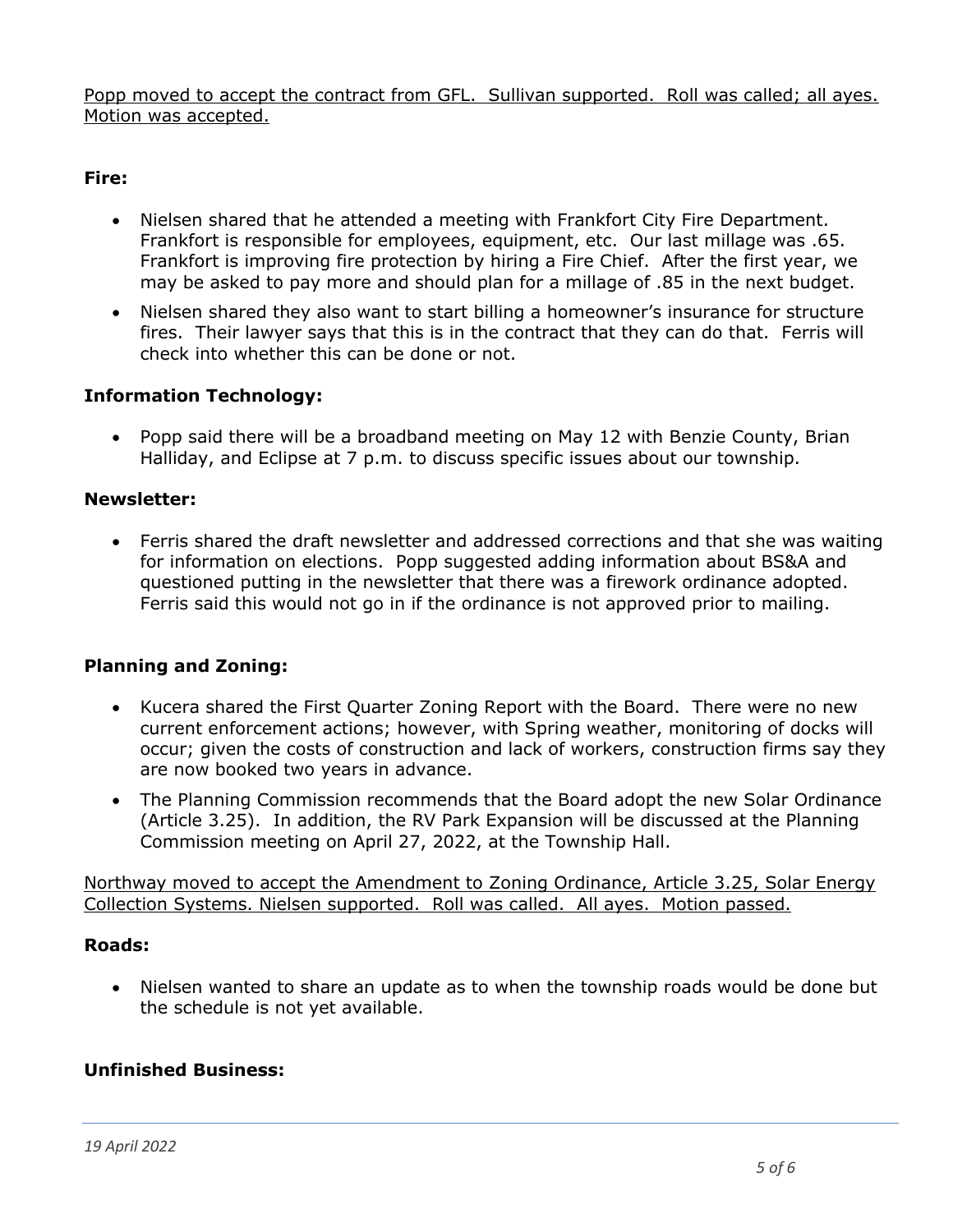Popp moved to accept the contract from GFL. Sullivan supported. Roll was called; all ayes. Motion was accepted.

**Fire:**

- Nielsen shared that he attended a meeting with Frankfort City Fire Department. Frankfort is responsible for employees, equipment, etc. Our last millage was .65. Frankfort is improving fire protection by hiring a Fire Chief. After the first year, we may be asked to pay more and should plan for a millage of .85 in the next budget.
- Nielsen shared they also want to start billing a homeowner's insurance for structure fires. Their lawyer says that this is in the contract that they can do that. Ferris will check into whether this can be done or not.

**Information Technology:**

- Popp said there will be a broadband meeting on May 12 with Benzie County, Brian Halliday, and Eclipse at 7 p.m. to discuss specific issues about our township.

**Newsletter:**

- Ferris shared the draft newsletter and addressed corrections and that she was waiting for information on elections. Popp suggested adding information about BS&A and questioned putting in the newsletter that there was a firework ordinance adopted. Ferris said this would not go in if the ordinance is not approved prior to mailing.

**Planning and Zoning:**

- Kucera shared the First Quarter Zoning Report with the Board. There were no new current enforcement actions; however, with Spring weather, monitoring of docks will occur; given the costs of construction and lack of workers, construction firms say they are now booked two years in advance.
- The Planning Commission recommends that the Board adopt the new Solar Ordinance (Article 3.25). In addition, the RV Park Expansion will be discussed at the Planning Commission meeting on April 27, 2022, at the Township Hall.

Northway moved to accept the Amendment to Zoning Ordinance, Article 3.25, Solar Energy Collection Systems. Nielsen supported. Roll was called. All ayes. Motion passed.

**Roads:**

- Nielsen wanted to share an update as to when the township roads would be done but the schedule is not yet available.

**Unfinished Business:**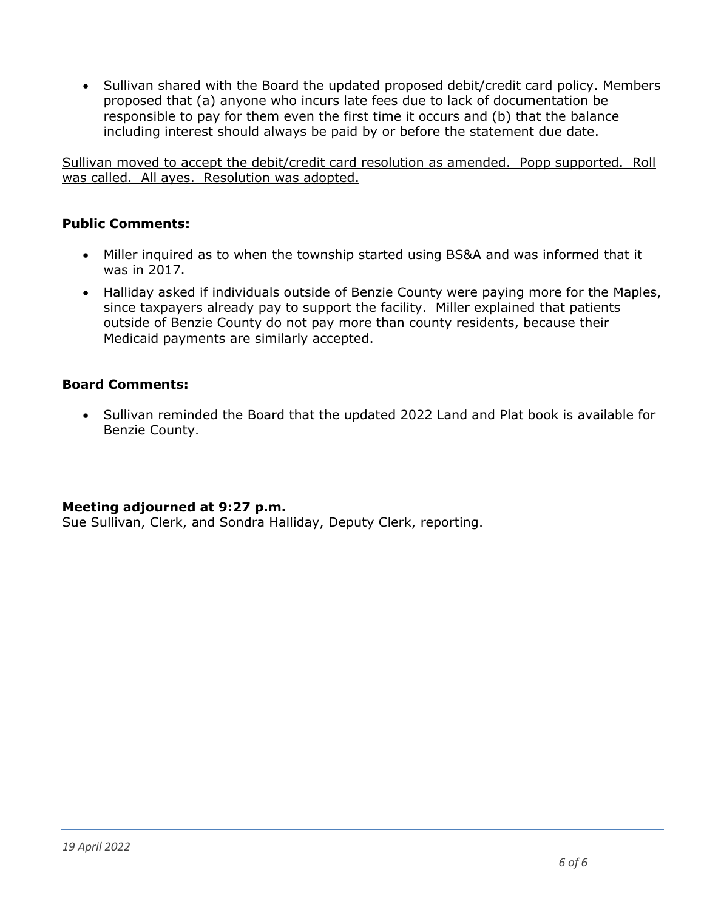- Sullivan shared with the Board the updated proposed debit/credit card policy. Members proposed that (a) anyone who incurs late fees due to lack of documentation be responsible to pay for them even the first time it occurs and (b) that the balance including interest should always be paid by or before the statement due date.

<u>Sullivan moved to accept the debit/credit card resolution as amended. Popp supported. Roll was called. All ayes. Resolution was adopted.</u>

**Public Comments:**

- Miller inquired as to when the township started using BS&A and was informed that it was in 2017.
- Halliday asked if individuals outside of Benzie County were paying more for the Maples, since taxpayers already pay to support the facility. Miller explained that patients outside of Benzie County do not pay more than county residents, because their Medicaid payments are similarly accepted.

**Board Comments:**

- Sullivan reminded the Board that the updated 2022 Land and Plat book is available for Benzie County.

**Meeting adjourned at 9:27 p.m.**
Sue Sullivan, Clerk, and Sondra Halliday, Deputy Clerk, reporting.

*19 April 2022*